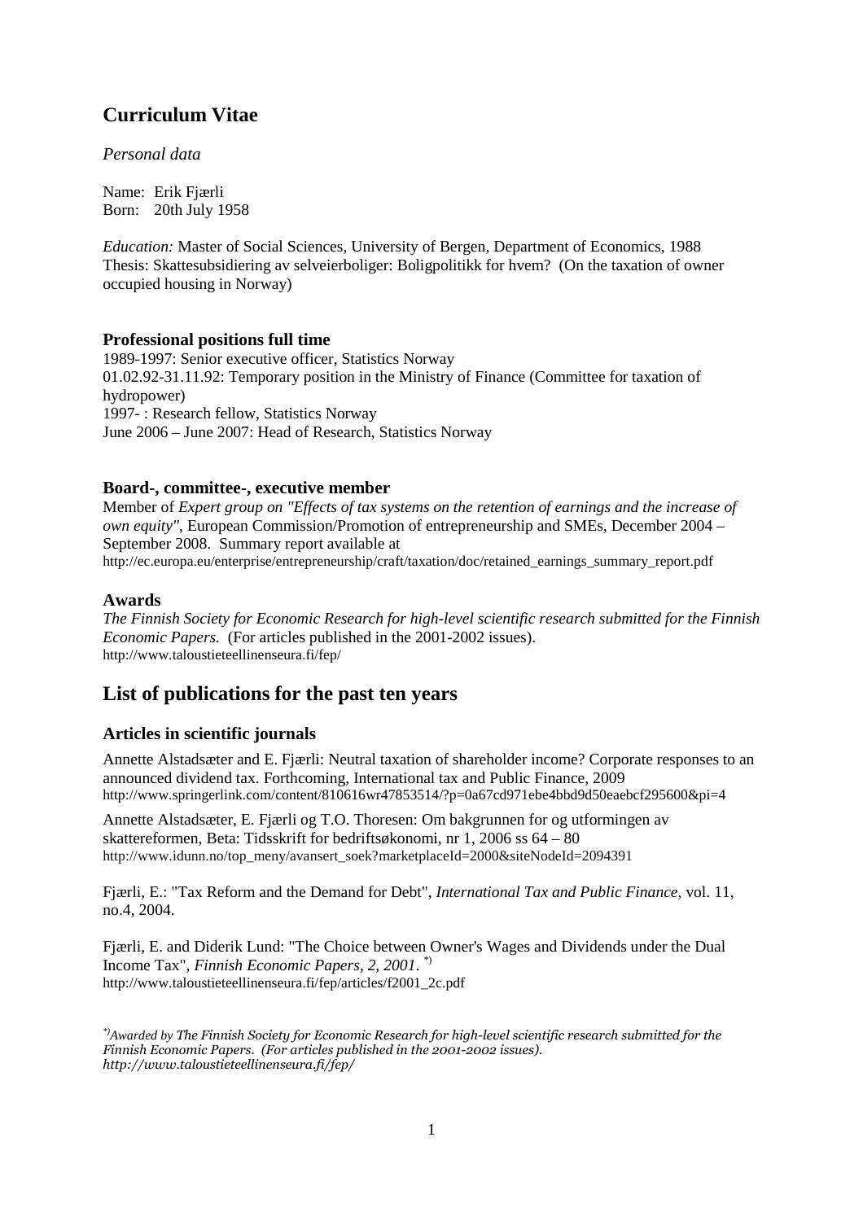# Curriculum Vitae

*Personal data*

Name: Erik Fjærli
Born: 20th July 1958

*Education:* Master of Social Sciences, University of Bergen, Department of Economics, 1988
Thesis: Skattesubsidiering av selveierboliger: Boligpolitikk for hvem? (On the taxation of owner occupied housing in Norway)

### Professional positions full time

1989-1997: Senior executive officer, Statistics Norway
01.02.92-31.11.92: Temporary position in the Ministry of Finance (Committee for taxation of hydropower)
1997- : Research fellow, Statistics Norway
June 2006 – June 2007: Head of Research, Statistics Norway

### Board-, committee-, executive member

Member of *Expert group on "Effects of tax systems on the retention of earnings and the increase of own equity"*, European Commission/Promotion of entrepreneurship and SMEs, December 2004 – September 2008. Summary report available at
http://ec.europa.eu/enterprise/entrepreneurship/craft/taxation/doc/retained_earnings_summary_report.pdf

### Awards

*The Finnish Society for Economic Research for high-level scientific research submitted for the Finnish Economic Papers.* (For articles published in the 2001-2002 issues).
http://www.taloustieteellinenseura.fi/fep/

## List of publications for the past ten years

### Articles in scientific journals

Annette Alstadsæter and E. Fjærli: Neutral taxation of shareholder income? Corporate responses to an announced dividend tax. Forthcoming, International tax and Public Finance, 2009
http://www.springerlink.com/content/810616wr47853514/?p=0a67cd971ebe4bbd9d50eaebcf295600&pi=4

Annette Alstadsæter, E. Fjærli og T.O. Thoresen: Om bakgrunnen for og utformingen av skattereformen, Beta: Tidsskrift for bedriftsøkonomi, nr 1, 2006 ss 64 – 80
http://www.idunn.no/top_meny/avansert_soek?marketplaceId=2000&siteNodeId=2094391

Fjærli, E.: "Tax Reform and the Demand for Debt", *International Tax and Public Finance*, vol. 11, no.4, 2004.

Fjærli, E. and Diderik Lund: "The Choice between Owner's Wages and Dividends under the Dual Income Tax", *Finnish Economic Papers, 2, 2001*. [*)]
http://www.taloustieteellinenseura.fi/fep/articles/f2001_2c.pdf

[*)] *Awarded by The Finnish Society for Economic Research for high-level scientific research submitted for the Finnish Economic Papers. (For articles published in the 2001-2002 issues). http://www.taloustieteellinenseura.fi/fep/*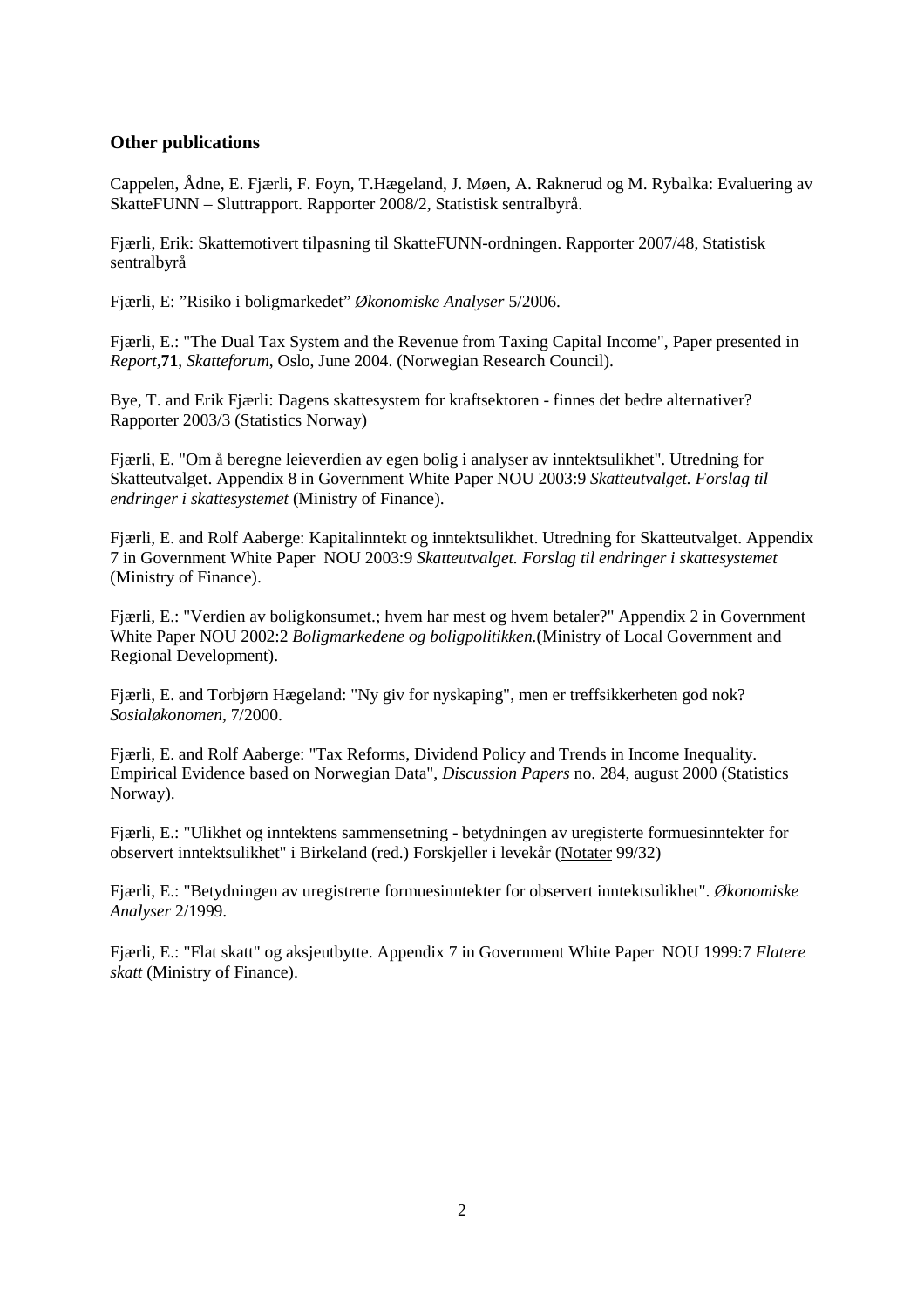## Other publications

Cappelen, Ådne, E. Fjærli, F. Foyn, T.Hægeland, J. Møen, A. Raknerud og M. Rybalka: Evaluering av SkatteFUNN – Sluttrapport. Rapporter 2008/2, Statistisk sentralbyrå.

Fjærli, Erik: Skattemotivert tilpasning til SkatteFUNN-ordningen. Rapporter 2007/48, Statistisk sentralbyrå

Fjærli, E: "Risiko i boligmarkedet" *Økonomiske Analyser* 5/2006.

Fjærli, E.: "The Dual Tax System and the Revenue from Taxing Capital Income", Paper presented in *Report*,**71**, *Skatteforum*, Oslo, June 2004. (Norwegian Research Council).

Bye, T. and Erik Fjærli: Dagens skattesystem for kraftsektoren - finnes det bedre alternativer? Rapporter 2003/3 (Statistics Norway)

Fjærli, E. "Om å beregne leieverdien av egen bolig i analyser av inntektsulikhet". Utredning for Skatteutvalget. Appendix 8 in Government White Paper NOU 2003:9 *Skatteutvalget. Forslag til endringer i skattesystemet* (Ministry of Finance).

Fjærli, E. and Rolf Aaberge: Kapitalinntekt og inntektsulikhet. Utredning for Skatteutvalget. Appendix 7 in Government White Paper NOU 2003:9 *Skatteutvalget. Forslag til endringer i skattesystemet* (Ministry of Finance).

Fjærli, E.: "Verdien av boligkonsumet.; hvem har mest og hvem betaler?" Appendix 2 in Government White Paper NOU 2002:2 *Boligmarkedene og boligpolitikken.*(Ministry of Local Government and Regional Development).

Fjærli, E. and Torbjørn Hægeland: "Ny giv for nyskaping", men er treffsikkerheten god nok? *Sosialøkonomen*, 7/2000.

Fjærli, E. and Rolf Aaberge: "Tax Reforms, Dividend Policy and Trends in Income Inequality. Empirical Evidence based on Norwegian Data", *Discussion Papers* no. 284, august 2000 (Statistics Norway).

Fjærli, E.: "Ulikhet og inntektens sammensetning - betydningen av uregisterte formuesinntekter for observert inntektsulikhet" i Birkeland (red.) Forskjeller i levekår (Notater 99/32)

Fjærli, E.: "Betydningen av uregistrerte formuesinntekter for observert inntektsulikhet". *Økonomiske Analyser* 2/1999.

Fjærli, E.: "Flat skatt" og aksjeutbytte. Appendix 7 in Government White Paper NOU 1999:7 *Flatere skatt* (Ministry of Finance).